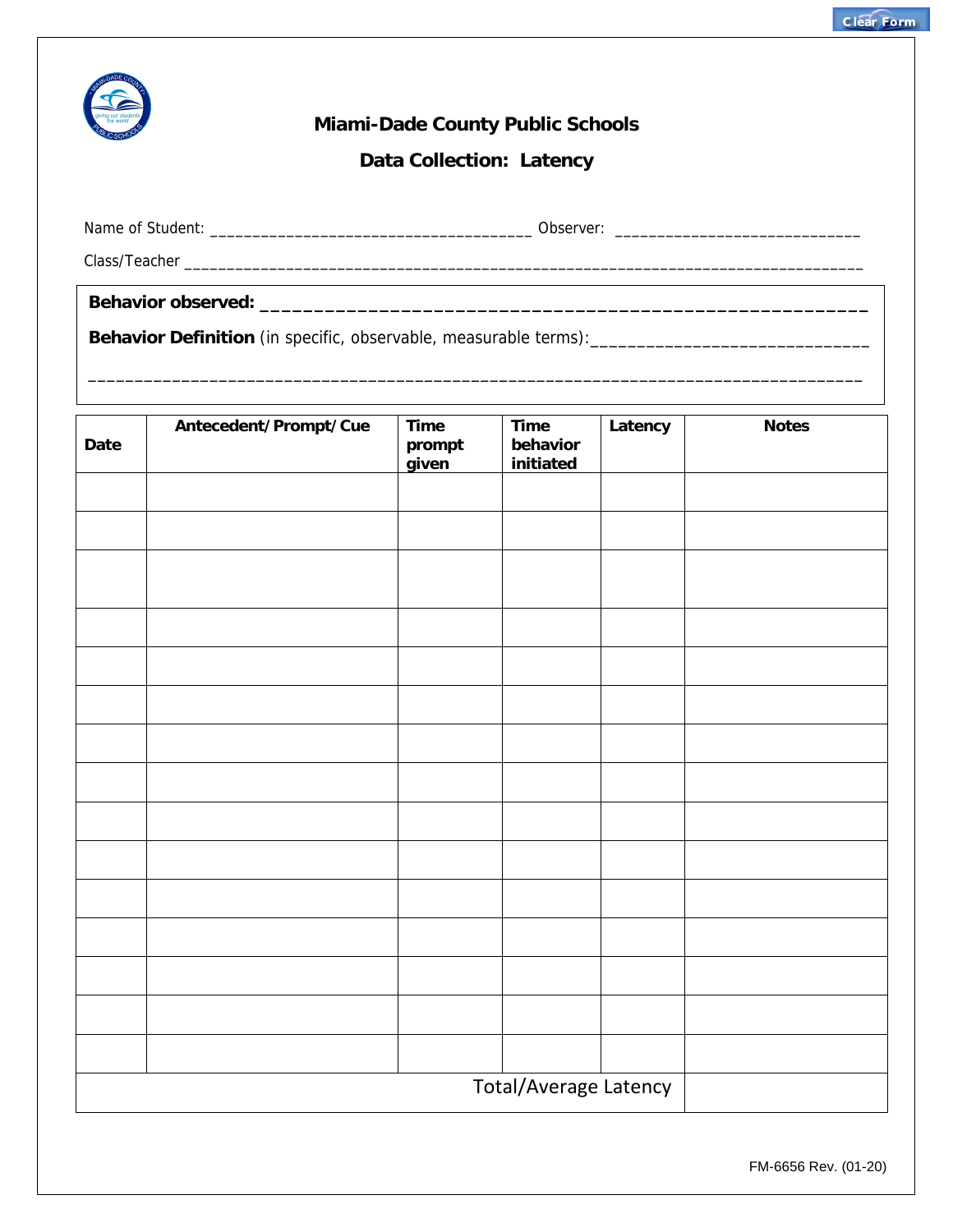# Miami-Dade County Public Schools

## Data Collection: Latency

Name of Student: _____________________________________ Observer: ____________________________

Class/Teacher ______________________________________________________________________________

**Behavior observed:** ___________________________________________________________

**Behavior Definition** (in specific, observable, measurable terms):_____________________________

_____________________________________________________________________________________

| Date | Antecedent/Prompt/Cue | Time prompt given | Time behavior initiated | Latency | Notes |
|---|---|---|---|---|---|
| | | | | | |
| | | | | | |
| | | | | | |
| | | | | | |
| | | | | | |
| | | | | | |
| | | | | | |
| | | | | | |
| | | | | | |
| | | | | | |
| | | | | | |
| | | | | | |
| | | | | | |
| | | | | | |
| | | | | | |
| Total/Average Latency | | | | | |

FM-6656 Rev. (01-20)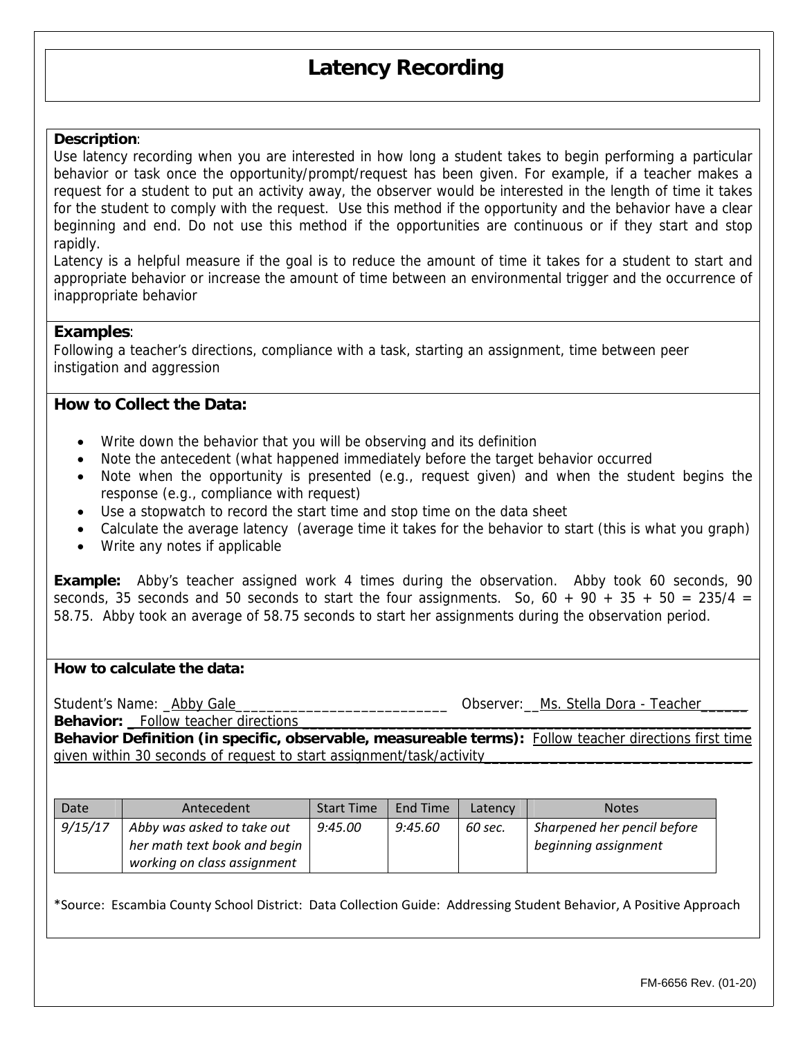# Latency Recording

**Description**:
Use latency recording when you are interested in how long a student takes to begin performing a particular behavior or task once the opportunity/prompt/request has been given. For example, if a teacher makes a request for a student to put an activity away, the observer would be interested in the length of time it takes for the student to comply with the request. Use this method if the opportunity and the behavior have a clear beginning and end. Do not use this method if the opportunities are continuous or if they start and stop rapidly.
Latency is a helpful measure if the goal is to reduce the amount of time it takes for a student to start and appropriate behavior or increase the amount of time between an environmental trigger and the occurrence of inappropriate behavior

**Examples**:
Following a teacher's directions, compliance with a task, starting an assignment, time between peer instigation and aggression

### How to Collect the Data:

- Write down the behavior that you will be observing and its definition
- Note the antecedent (what happened immediately before the target behavior occurred
- Note when the opportunity is presented (e.g., request given) and when the student begins the response (e.g., compliance with request)
- Use a stopwatch to record the start time and stop time on the data sheet
- Calculate the average latency (average time it takes for the behavior to start (this is what you graph)
- Write any notes if applicable

**Example:** Abby's teacher assigned work 4 times during the observation. Abby took 60 seconds, 90 seconds, 35 seconds and 50 seconds to start the four assignments. So, 60 + 90 + 35 + 50 = 235/4 = 58.75. Abby took an average of 58.75 seconds to start her assignments during the observation period.

### How to calculate the data:

Student's Name: _Abby Gale___________________________ Observer:__Ms. Stella Dora - Teacher______
**Behavior:** _Follow teacher directions_________________________________________________________
**Behavior Definition (in specific, observable, measureable terms):** Follow teacher directions first time given within 30 seconds of request to start assignment/task/activity_________________________________

| Date | Antecedent | Start Time | End Time | Latency | Notes |
|---|---|---|---|---|---|
| *9/15/17* | *Abby was asked to take out her math text book and begin working on class assignment* | *9:45.00* | *9:45.60* | *60 sec.* | *Sharpened her pencil before beginning assignment* |

*Source: Escambia County School District: Data Collection Guide: Addressing Student Behavior, A Positive Approach

FM-6656 Rev. (01-20)